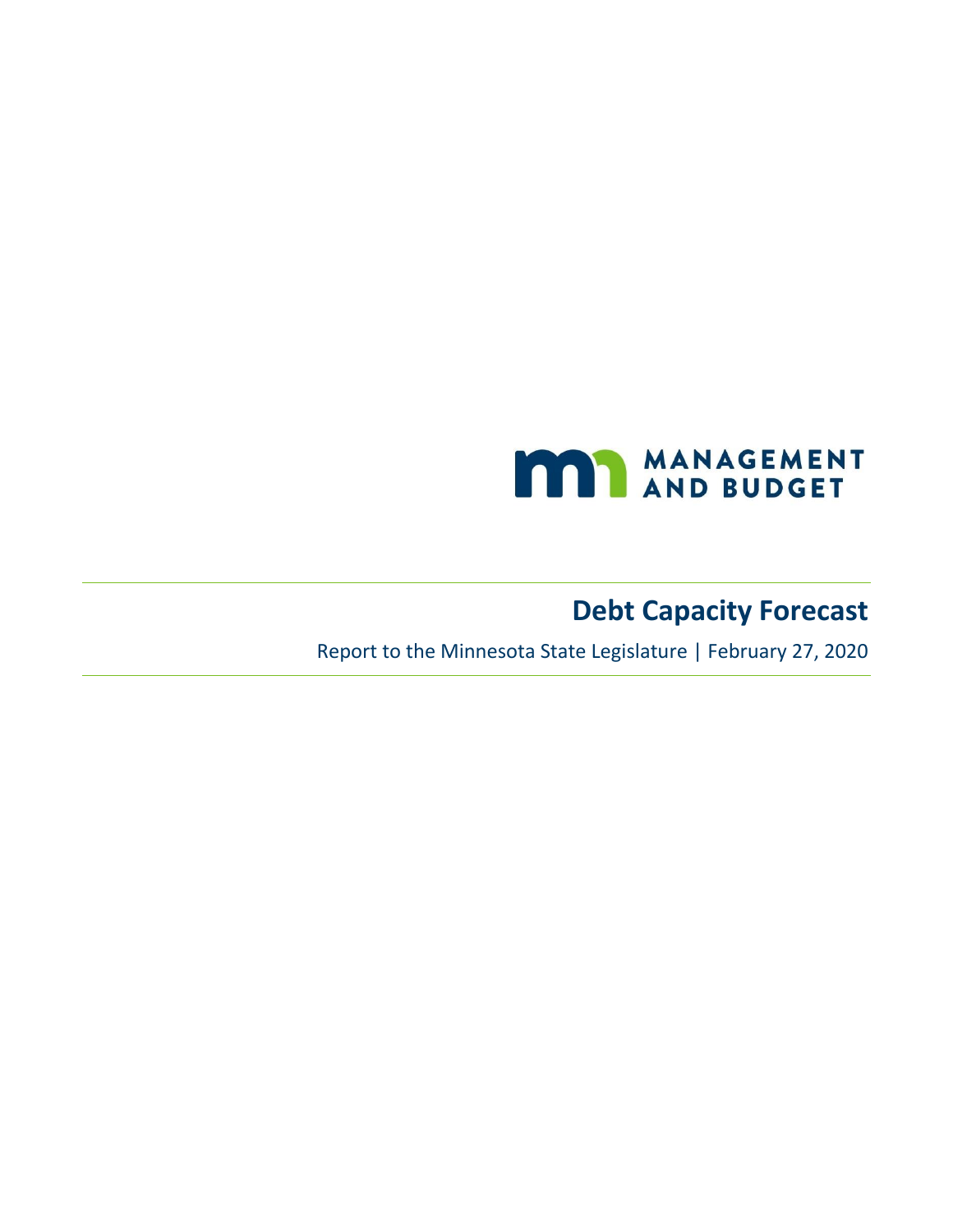MANAGEMENT AND BUDGET

# Debt Capacity Forecast

Report to the Minnesota State Legislature | February 27, 2020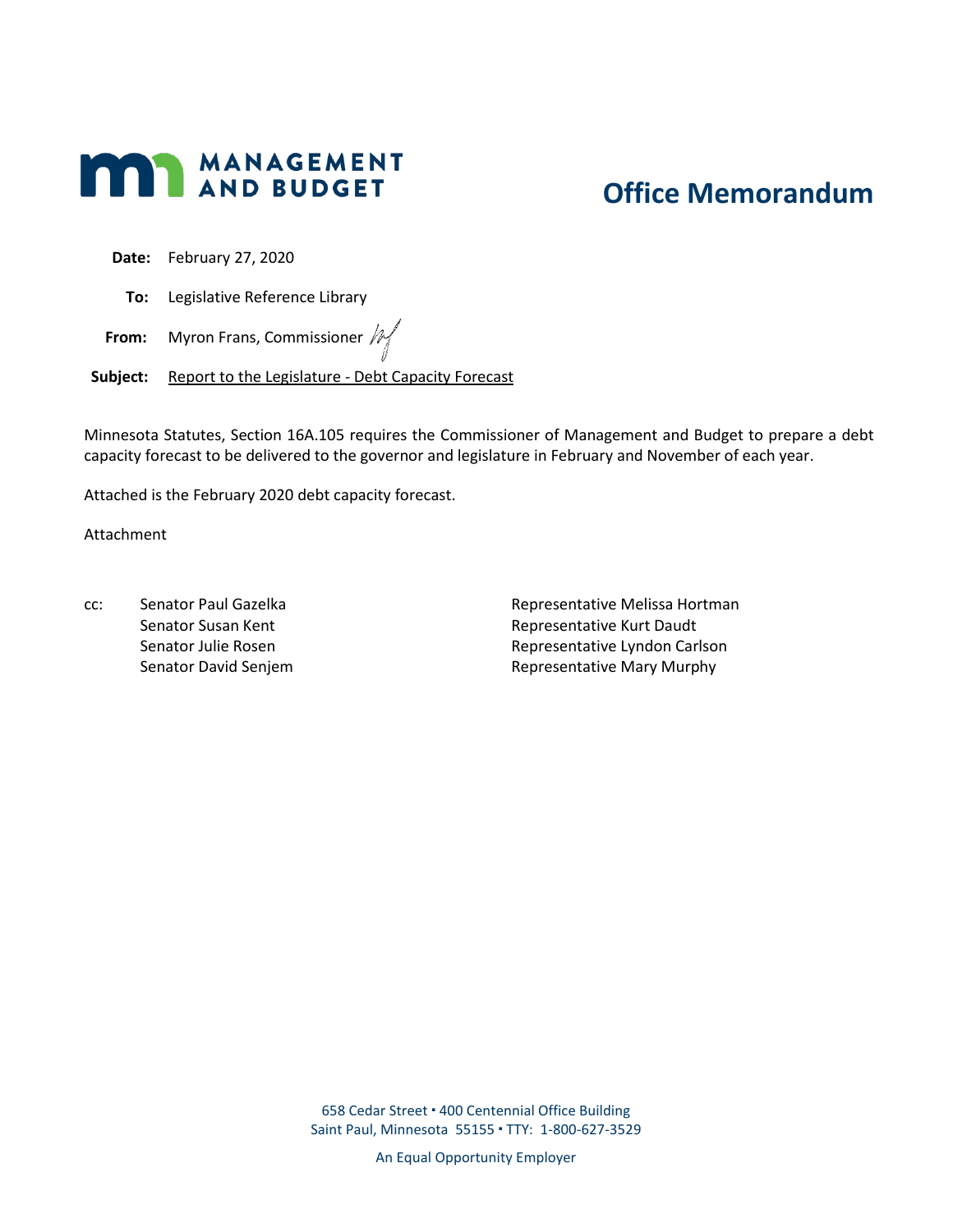# MANAGEMENT AND BUDGET

## Office Memorandum

**Date:** February 27, 2020

**To:** Legislative Reference Library

**From:** Myron Frans, Commissioner

**Subject:** Report to the Legislature - Debt Capacity Forecast

Minnesota Statutes, Section 16A.105 requires the Commissioner of Management and Budget to prepare a debt capacity forecast to be delivered to the governor and legislature in February and November of each year.

Attached is the February 2020 debt capacity forecast.

Attachment

cc:

Senator Paul Gazelka
Senator Susan Kent
Senator Julie Rosen
Senator David Senjem

Representative Melissa Hortman
Representative Kurt Daudt
Representative Lyndon Carlson
Representative Mary Murphy

658 Cedar Street ▪ 400 Centennial Office Building
Saint Paul, Minnesota 55155 ▪ TTY: 1-800-627-3529

An Equal Opportunity Employer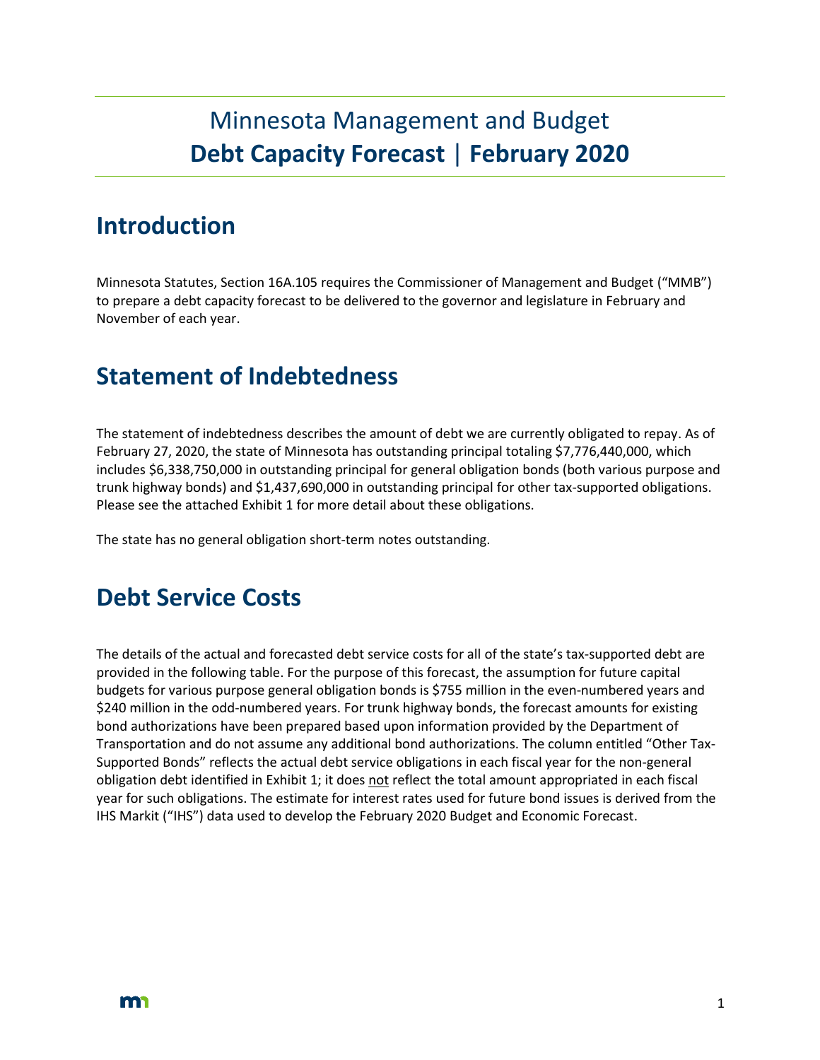# Minnesota Management and Budget

# **Debt Capacity Forecast | February 2020**

## Introduction

Minnesota Statutes, Section 16A.105 requires the Commissioner of Management and Budget ("MMB") to prepare a debt capacity forecast to be delivered to the governor and legislature in February and November of each year.

## Statement of Indebtedness

The statement of indebtedness describes the amount of debt we are currently obligated to repay. As of February 27, 2020, the state of Minnesota has outstanding principal totaling $7,776,440,000, which includes $6,338,750,000 in outstanding principal for general obligation bonds (both various purpose and trunk highway bonds) and $1,437,690,000 in outstanding principal for other tax-supported obligations. Please see the attached Exhibit 1 for more detail about these obligations.

The state has no general obligation short-term notes outstanding.

## Debt Service Costs

The details of the actual and forecasted debt service costs for all of the state's tax-supported debt are provided in the following table. For the purpose of this forecast, the assumption for future capital budgets for various purpose general obligation bonds is $755 million in the even-numbered years and $240 million in the odd-numbered years. For trunk highway bonds, the forecast amounts for existing bond authorizations have been prepared based upon information provided by the Department of Transportation and do not assume any additional bond authorizations. The column entitled "Other Tax-Supported Bonds" reflects the actual debt service obligations in each fiscal year for the non-general obligation debt identified in Exhibit 1; it does not reflect the total amount appropriated in each fiscal year for such obligations. The estimate for interest rates used for future bond issues is derived from the IHS Markit ("IHS") data used to develop the February 2020 Budget and Economic Forecast.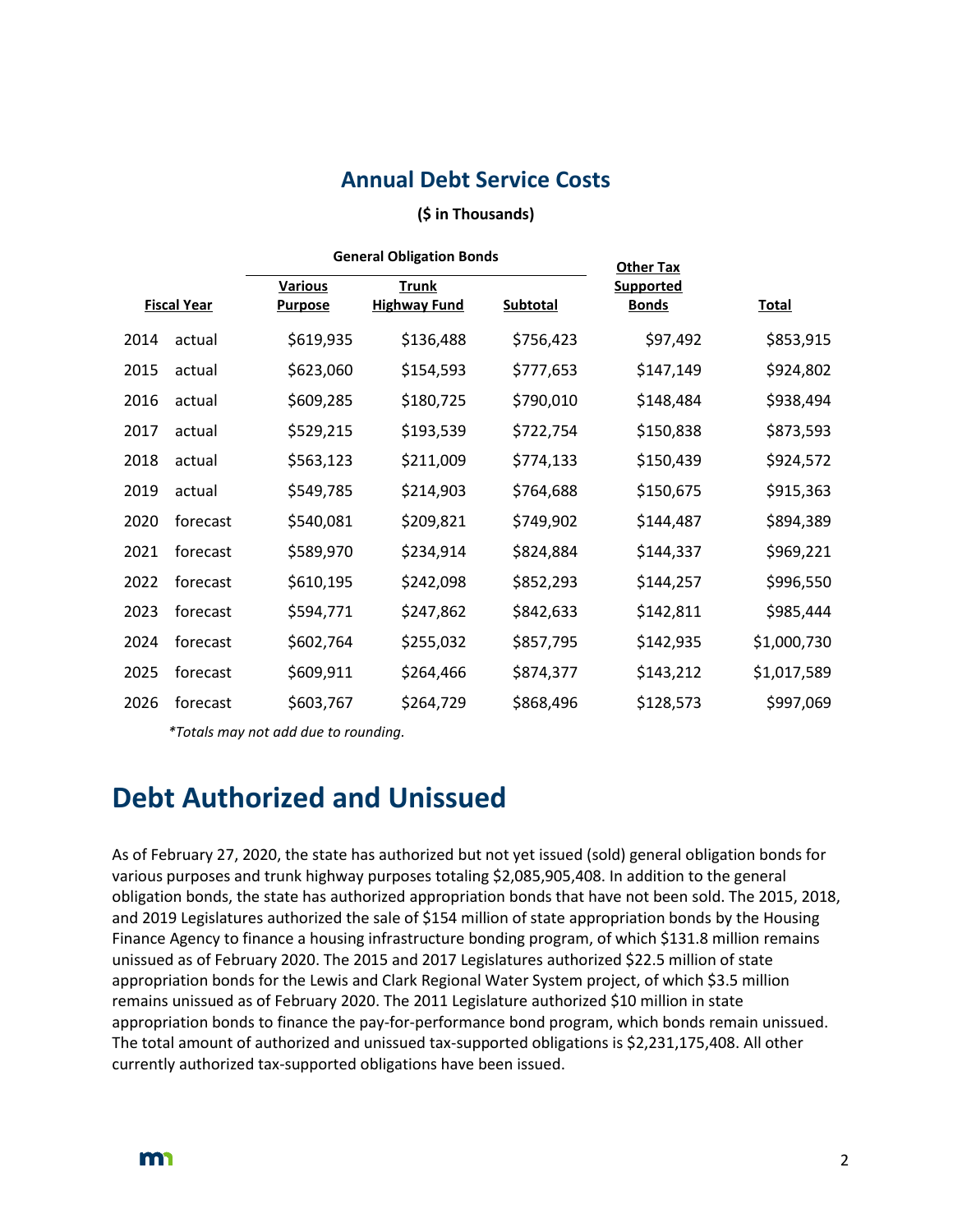## Annual Debt Service Costs

**($ in Thousands)**

| Fiscal Year | | General Obligation Bonds | | | Other Tax Supported Bonds | Total |
|---|---|---|---|---|---|---|
| | | Various Purpose | Trunk Highway Fund | Subtotal | | |
| 2014 | actual | $619,935 | $136,488 | $756,423 | $97,492 | $853,915 |
| 2015 | actual | $623,060 | $154,593 | $777,653 | $147,149 | $924,802 |
| 2016 | actual | $609,285 | $180,725 | $790,010 | $148,484 | $938,494 |
| 2017 | actual | $529,215 | $193,539 | $722,754 | $150,838 | $873,593 |
| 2018 | actual | $563,123 | $211,009 | $774,133 | $150,439 | $924,572 |
| 2019 | actual | $549,785 | $214,903 | $764,688 | $150,675 | $915,363 |
| 2020 | forecast | $540,081 | $209,821 | $749,902 | $144,487 | $894,389 |
| 2021 | forecast | $589,970 | $234,914 | $824,884 | $144,337 | $969,221 |
| 2022 | forecast | $610,195 | $242,098 | $852,293 | $144,257 | $996,550 |
| 2023 | forecast | $594,771 | $247,862 | $842,633 | $142,811 | $985,444 |
| 2024 | forecast | $602,764 | $255,032 | $857,795 | $142,935 | $1,000,730 |
| 2025 | forecast | $609,911 | $264,466 | $874,377 | $143,212 | $1,017,589 |
| 2026 | forecast | $603,767 | $264,729 | $868,496 | $128,573 | $997,069 |

*\*Totals may not add due to rounding.*

# Debt Authorized and Unissued

As of February 27, 2020, the state has authorized but not yet issued (sold) general obligation bonds for various purposes and trunk highway purposes totaling $2,085,905,408. In addition to the general obligation bonds, the state has authorized appropriation bonds that have not been sold. The 2015, 2018, and 2019 Legislatures authorized the sale of $154 million of state appropriation bonds by the Housing Finance Agency to finance a housing infrastructure bonding program, of which $131.8 million remains unissued as of February 2020. The 2015 and 2017 Legislatures authorized $22.5 million of state appropriation bonds for the Lewis and Clark Regional Water System project, of which $3.5 million remains unissued as of February 2020. The 2011 Legislature authorized $10 million in state appropriation bonds to finance the pay-for-performance bond program, which bonds remain unissued. The total amount of authorized and unissued tax-supported obligations is $2,231,175,408. All other currently authorized tax-supported obligations have been issued.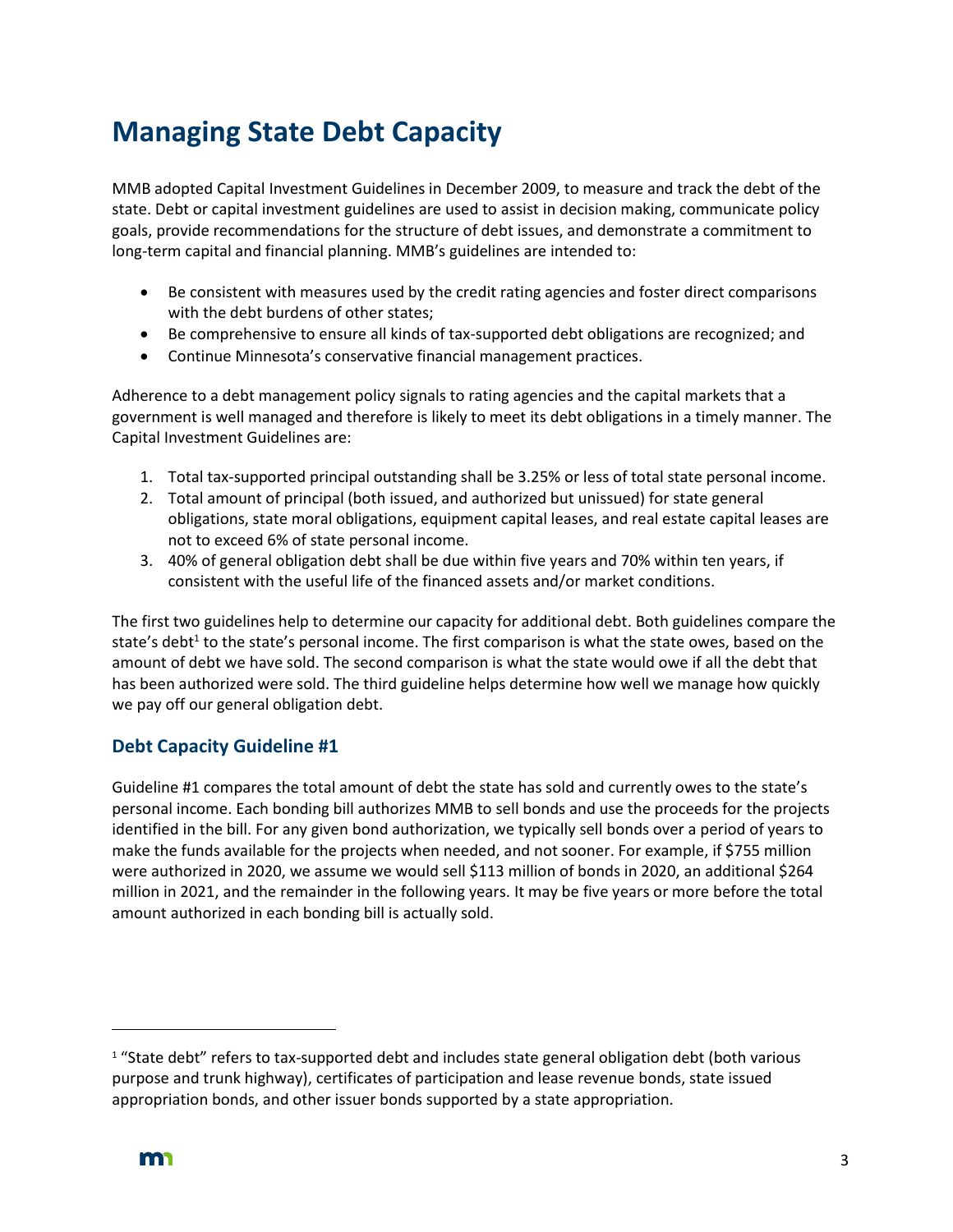# Managing State Debt Capacity

MMB adopted Capital Investment Guidelines in December 2009, to measure and track the debt of the state. Debt or capital investment guidelines are used to assist in decision making, communicate policy goals, provide recommendations for the structure of debt issues, and demonstrate a commitment to long-term capital and financial planning. MMB's guidelines are intended to:

- Be consistent with measures used by the credit rating agencies and foster direct comparisons with the debt burdens of other states;
- Be comprehensive to ensure all kinds of tax-supported debt obligations are recognized; and
- Continue Minnesota's conservative financial management practices.

Adherence to a debt management policy signals to rating agencies and the capital markets that a government is well managed and therefore is likely to meet its debt obligations in a timely manner. The Capital Investment Guidelines are:

1. Total tax-supported principal outstanding shall be 3.25% or less of total state personal income.
2. Total amount of principal (both issued, and authorized but unissued) for state general obligations, state moral obligations, equipment capital leases, and real estate capital leases are not to exceed 6% of state personal income.
3. 40% of general obligation debt shall be due within five years and 70% within ten years, if consistent with the useful life of the financed assets and/or market conditions.

The first two guidelines help to determine our capacity for additional debt. Both guidelines compare the state's debt[1] to the state's personal income. The first comparison is what the state owes, based on the amount of debt we have sold. The second comparison is what the state would owe if all the debt that has been authorized were sold. The third guideline helps determine how well we manage how quickly we pay off our general obligation debt.

## Debt Capacity Guideline #1

Guideline #1 compares the total amount of debt the state has sold and currently owes to the state's personal income. Each bonding bill authorizes MMB to sell bonds and use the proceeds for the projects identified in the bill. For any given bond authorization, we typically sell bonds over a period of years to make the funds available for the projects when needed, and not sooner. For example, if $755 million were authorized in 2020, we assume we would sell $113 million of bonds in 2020, an additional $264 million in 2021, and the remainder in the following years. It may be five years or more before the total amount authorized in each bonding bill is actually sold.

[1] "State debt" refers to tax-supported debt and includes state general obligation debt (both various purpose and trunk highway), certificates of participation and lease revenue bonds, state issued appropriation bonds, and other issuer bonds supported by a state appropriation.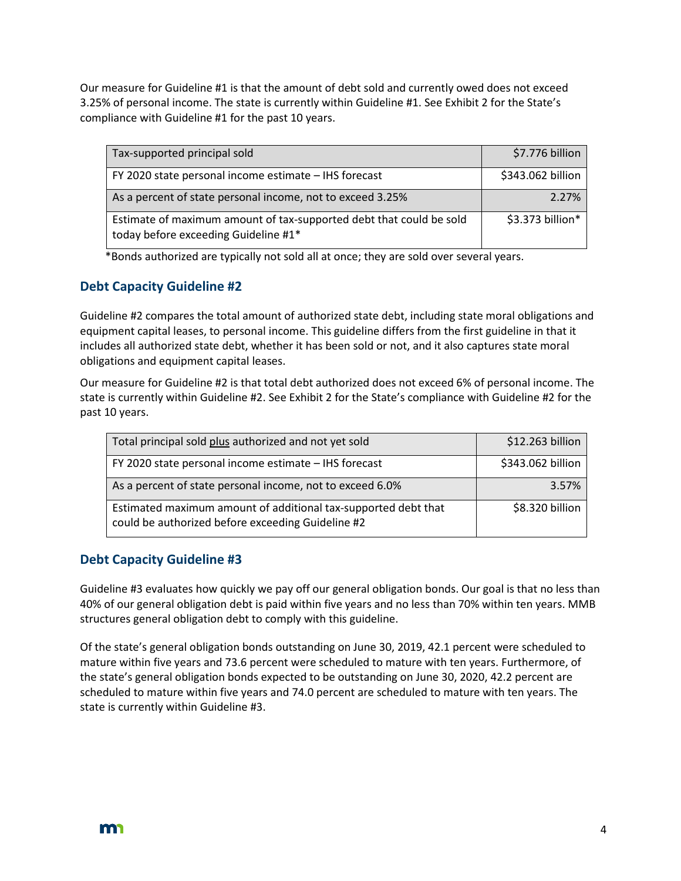Our measure for Guideline #1 is that the amount of debt sold and currently owed does not exceed 3.25% of personal income. The state is currently within Guideline #1. See Exhibit 2 for the State's compliance with Guideline #1 for the past 10 years.

| Tax-supported principal sold | $7.776 billion |
|---|---|
| FY 2020 state personal income estimate – IHS forecast | $343.062 billion |
| As a percent of state personal income, not to exceed 3.25% | 2.27% |
| Estimate of maximum amount of tax-supported debt that could be sold today before exceeding Guideline #1* | $3.373 billion* |

*Bonds authorized are typically not sold all at once; they are sold over several years.

## Debt Capacity Guideline #2

Guideline #2 compares the total amount of authorized state debt, including state moral obligations and equipment capital leases, to personal income. This guideline differs from the first guideline in that it includes all authorized state debt, whether it has been sold or not, and it also captures state moral obligations and equipment capital leases.

Our measure for Guideline #2 is that total debt authorized does not exceed 6% of personal income. The state is currently within Guideline #2. See Exhibit 2 for the State's compliance with Guideline #2 for the past 10 years.

| Total principal sold plus authorized and not yet sold | $12.263 billion |
|---|---|
| FY 2020 state personal income estimate – IHS forecast | $343.062 billion |
| As a percent of state personal income, not to exceed 6.0% | 3.57% |
| Estimated maximum amount of additional tax-supported debt that could be authorized before exceeding Guideline #2 | $8.320 billion |

## Debt Capacity Guideline #3

Guideline #3 evaluates how quickly we pay off our general obligation bonds. Our goal is that no less than 40% of our general obligation debt is paid within five years and no less than 70% within ten years. MMB structures general obligation debt to comply with this guideline.

Of the state's general obligation bonds outstanding on June 30, 2019, 42.1 percent were scheduled to mature within five years and 73.6 percent were scheduled to mature with ten years. Furthermore, of the state's general obligation bonds expected to be outstanding on June 30, 2020, 42.2 percent are scheduled to mature within five years and 74.0 percent are scheduled to mature with ten years. The state is currently within Guideline #3.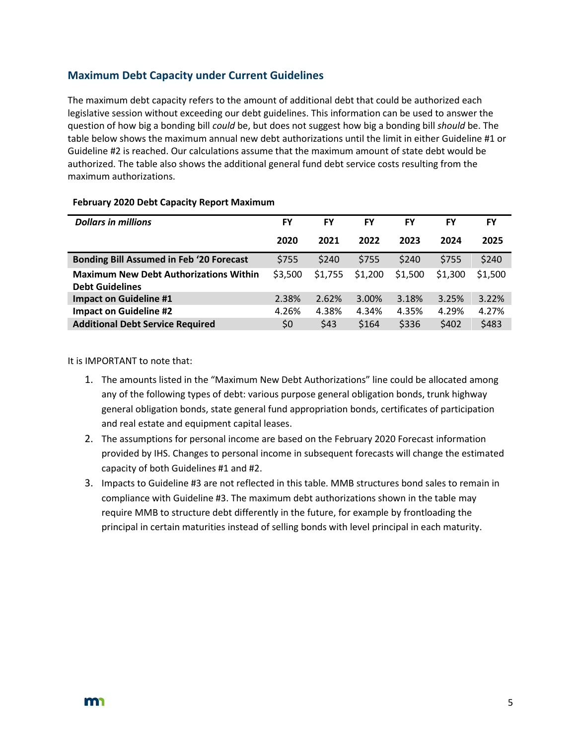## Maximum Debt Capacity under Current Guidelines

The maximum debt capacity refers to the amount of additional debt that could be authorized each legislative session without exceeding our debt guidelines. This information can be used to answer the question of how big a bonding bill *could* be, but does not suggest how big a bonding bill *should* be. The table below shows the maximum annual new debt authorizations until the limit in either Guideline #1 or Guideline #2 is reached. Our calculations assume that the maximum amount of state debt would be authorized. The table also shows the additional general fund debt service costs resulting from the maximum authorizations.

**February 2020 Debt Capacity Report Maximum**

| ***Dollars in millions*** | FY 2020 | FY 2021 | FY 2022 | FY 2023 | FY 2024 | FY 2025 |
|---|---|---|---|---|---|---|
| **Bonding Bill Assumed in Feb '20 Forecast** | $755 | $240 | $755 | $240 | $755 | $240 |
| **Maximum New Debt Authorizations Within Debt Guidelines** | $3,500 | $1,755 | $1,200 | $1,500 | $1,300 | $1,500 |
| **Impact on Guideline #1** | 2.38% | 2.62% | 3.00% | 3.18% | 3.25% | 3.22% |
| **Impact on Guideline #2** | 4.26% | 4.38% | 4.34% | 4.35% | 4.29% | 4.27% |
| **Additional Debt Service Required** | $0 | $43 | $164 | $336 | $402 | $483 |

It is IMPORTANT to note that:

1. The amounts listed in the "Maximum New Debt Authorizations" line could be allocated among any of the following types of debt: various purpose general obligation bonds, trunk highway general obligation bonds, state general fund appropriation bonds, certificates of participation and real estate and equipment capital leases.
2. The assumptions for personal income are based on the February 2020 Forecast information provided by IHS. Changes to personal income in subsequent forecasts will change the estimated capacity of both Guidelines #1 and #2.
3. Impacts to Guideline #3 are not reflected in this table. MMB structures bond sales to remain in compliance with Guideline #3. The maximum debt authorizations shown in the table may require MMB to structure debt differently in the future, for example by frontloading the principal in certain maturities instead of selling bonds with level principal in each maturity.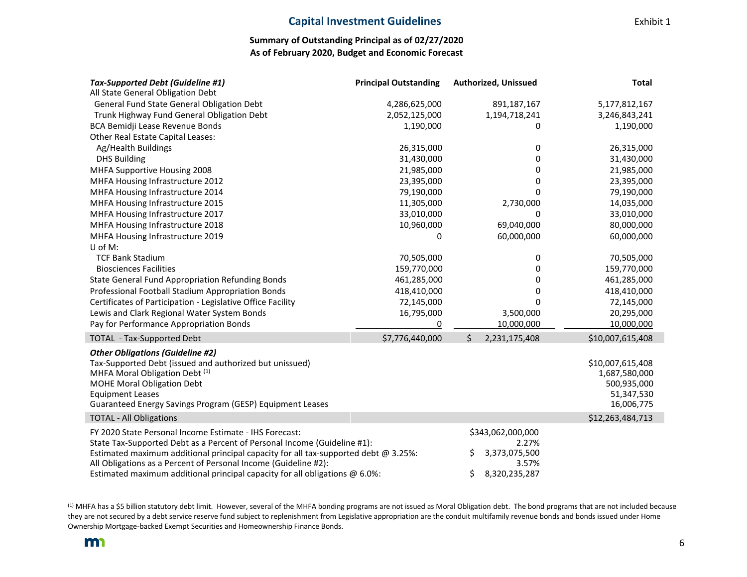# Capital Investment Guidelines

Exhibit 1

**Summary of Outstanding Principal as of 02/27/2020**
**As of February 2020, Budget and Economic Forecast**

| ***Tax-Supported Debt (Guideline #1)*** | **Principal Outstanding** | **Authorized, Unissued** | **Total** |
|---|---|---|---|
| All State General Obligation Debt | | | |
| General Fund State General Obligation Debt | 4,286,625,000 | 891,187,167 | 5,177,812,167 |
| Trunk Highway Fund General Obligation Debt | 2,052,125,000 | 1,194,718,241 | 3,246,843,241 |
| BCA Bemidji Lease Revenue Bonds | 1,190,000 | 0 | 1,190,000 |
| Other Real Estate Capital Leases: | | | |
| Ag/Health Buildings | 26,315,000 | 0 | 26,315,000 |
| DHS Building | 31,430,000 | 0 | 31,430,000 |
| MHFA Supportive Housing 2008 | 21,985,000 | 0 | 21,985,000 |
| MHFA Housing Infrastructure 2012 | 23,395,000 | 0 | 23,395,000 |
| MHFA Housing Infrastructure 2014 | 79,190,000 | 0 | 79,190,000 |
| MHFA Housing Infrastructure 2015 | 11,305,000 | 2,730,000 | 14,035,000 |
| MHFA Housing Infrastructure 2017 | 33,010,000 | 0 | 33,010,000 |
| MHFA Housing Infrastructure 2018 | 10,960,000 | 69,040,000 | 80,000,000 |
| MHFA Housing Infrastructure 2019 | 0 | 60,000,000 | 60,000,000 |
| U of M: | | | |
| TCF Bank Stadium | 70,505,000 | 0 | 70,505,000 |
| Biosciences Facilities | 159,770,000 | 0 | 159,770,000 |
| State General Fund Appropriation Refunding Bonds | 461,285,000 | 0 | 461,285,000 |
| Professional Football Stadium Appropriation Bonds | 418,410,000 | 0 | 418,410,000 |
| Certificates of Participation - Legislative Office Facility | 72,145,000 | 0 | 72,145,000 |
| Lewis and Clark Regional Water System Bonds | 16,795,000 | 3,500,000 | 20,295,000 |
| Pay for Performance Appropriation Bonds | 0 | 10,000,000 | 10,000,000 |
| TOTAL - Tax-Supported Debt | $7,776,440,000 | $ 2,231,175,408 | $10,007,615,408 |
| ***Other Obligations (Guideline #2)*** | | | |
| Tax-Supported Debt (issued and authorized but unissued) | | | $10,007,615,408 |
| MHFA Moral Obligation Debt [(1)] | | | 1,687,580,000 |
| MOHE Moral Obligation Debt | | | 500,935,000 |
| Equipment Leases | | | 51,347,530 |
| Guaranteed Energy Savings Program (GESP) Equipment Leases | | | 16,006,775 |
| TOTAL - All Obligations | | | $12,263,484,713 |
| FY 2020 State Personal Income Estimate - IHS Forecast: | | $343,062,000,000 | |
| State Tax-Supported Debt as a Percent of Personal Income (Guideline #1): | | 2.27% | |
| Estimated maximum additional principal capacity for all tax-supported debt @ 3.25%: | | $ 3,373,075,500 | |
| All Obligations as a Percent of Personal Income (Guideline #2): | | 3.57% | |
| Estimated maximum additional principal capacity for all obligations @ 6.0%: | | $ 8,320,235,287 | |

[(1)] MHFA has a $5 billion statutory debt limit. However, several of the MHFA bonding programs are not issued as Moral Obligation debt. The bond programs that are not included because they are not secured by a debt service reserve fund subject to replenishment from Legislative appropriation are the conduit multifamily revenue bonds and bonds issued under Home Ownership Mortgage-backed Exempt Securities and Homeownership Finance Bonds.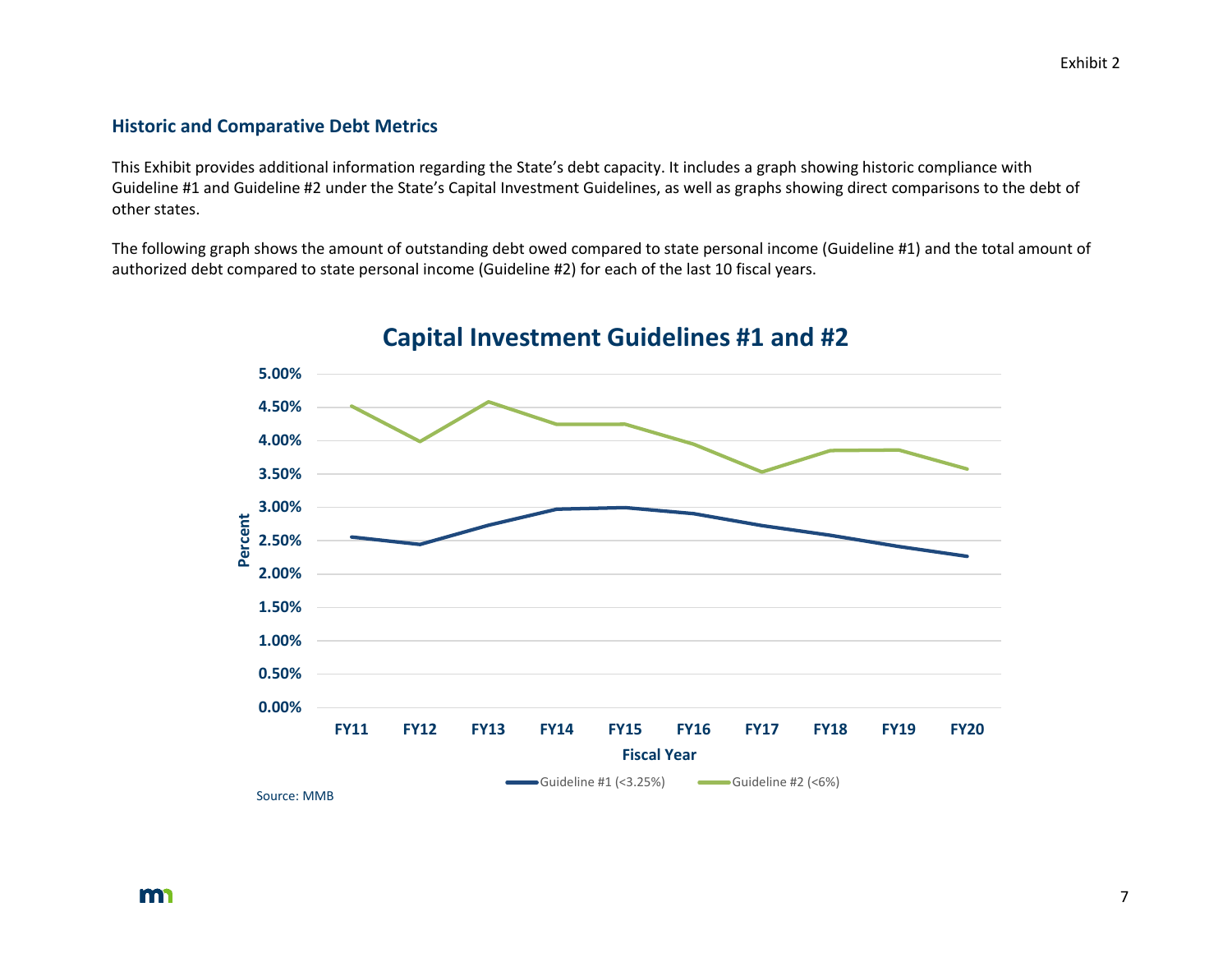Exhibit 2

### Historic and Comparative Debt Metrics

This Exhibit provides additional information regarding the State's debt capacity. It includes a graph showing historic compliance with Guideline #1 and Guideline #2 under the State's Capital Investment Guidelines, as well as graphs showing direct comparisons to the debt of other states.

The following graph shows the amount of outstanding debt owed compared to state personal income (Guideline #1) and the total amount of authorized debt compared to state personal income (Guideline #2) for each of the last 10 fiscal years.

**Capital Investment Guidelines #1 and #2**

Guideline #1 (<3.25%) — Guideline #2 (<6%)

Source: MMB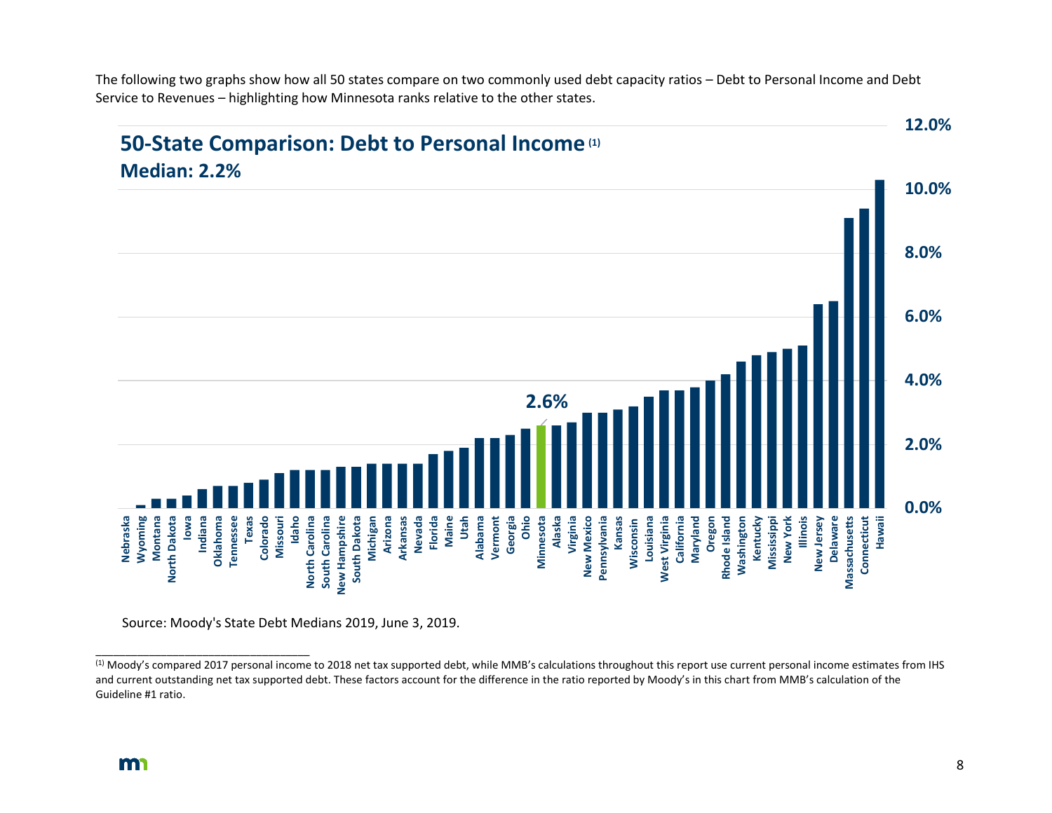The following two graphs show how all 50 states compare on two commonly used debt capacity ratios – Debt to Personal Income and Debt Service to Revenues – highlighting how Minnesota ranks relative to the other states.

## 50-State Comparison: Debt to Personal Income [1]

**Median: 2.2%**

Minnesota: **2.6%**

States (in order shown, lowest to highest): Nebraska, Wyoming, Montana, North Dakota, Iowa, Indiana, Oklahoma, Tennessee, Texas, Colorado, Missouri, Idaho, North Carolina, South Carolina, New Hampshire, South Dakota, Michigan, Arizona, Arkansas, Nevada, Florida, Maine, Utah, Alabama, Vermont, Georgia, Ohio, Minnesota, Alaska, Virginia, New Mexico, Pennsylvania, Kansas, Wisconsin, Louisiana, West Virginia, California, Maryland, Oregon, Rhode Island, Washington, Kentucky, Mississippi, New York, Illinois, New Jersey, Delaware, Massachusetts, Connecticut, Hawaii

Axis: 0.0%, 2.0%, 4.0%, 6.0%, 8.0%, 10.0%, 12.0%

Source: Moody's State Debt Medians 2019, June 3, 2019.

---

[1] Moody's compared 2017 personal income to 2018 net tax supported debt, while MMB's calculations throughout this report use current personal income estimates from IHS and current outstanding net tax supported debt. These factors account for the difference in the ratio reported by Moody's in this chart from MMB's calculation of the Guideline #1 ratio.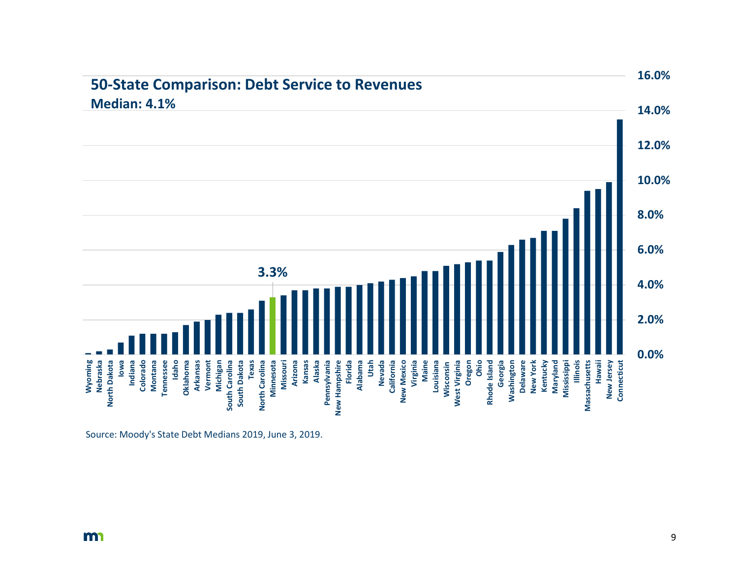## 50-State Comparison: Debt Service to Revenues

**Median: 4.1%**

16.0%
14.0%
12.0%
10.0%
8.0%
6.0%
4.0%
2.0%
0.0%

3.3%

Wyoming
Nebraska
North Dakota
Iowa
Indiana
Colorado
Montana
Tennessee
Idaho
Oklahoma
Arkansas
Vermont
Michigan
South Carolina
South Dakota
Texas
North Carolina
Minnesota
Missouri
Arizona
Kansas
Alaska
Pennsylvania
New Hampshire
Florida
Alabama
Utah
Nevada
California
New Mexico
Virginia
Maine
Louisiana
Wisconsin
West Virginia
Oregon
Ohio
Rhode Island
Georgia
Washington
Delaware
New York
Kentucky
Maryland
Mississippi
Illinois
Massachusetts
Hawaii
New Jersey
Connecticut

Source: Moody's State Debt Medians 2019, June 3, 2019.